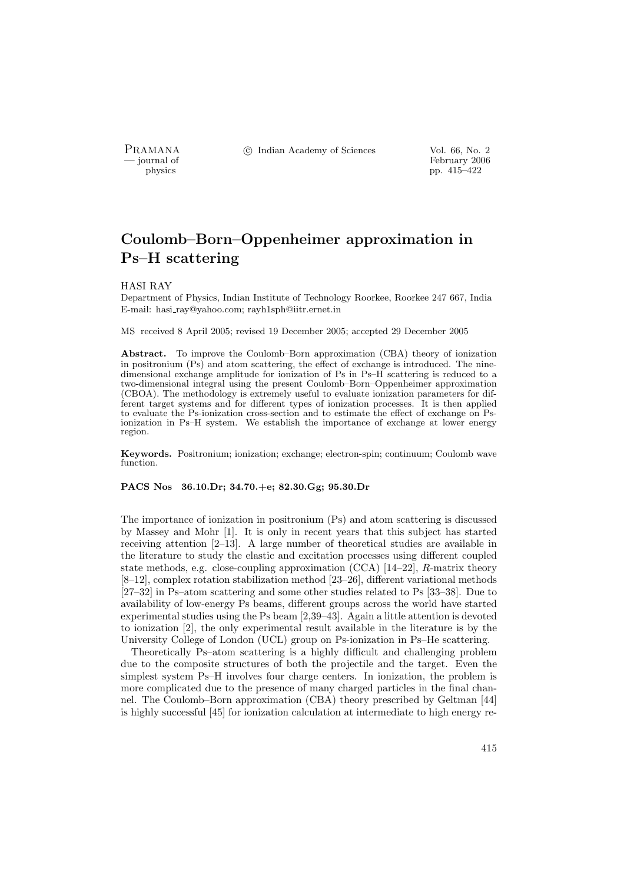# Coulomb–Born–Oppenheimer approximation in Ps–H scattering

HASI RAY

Department of Physics, Indian Institute of Technology Roorkee, Roorkee 247 667, India

E-mail: hasi_ray@yahoo.com; rayh1sph@iitr.ernet.in

MS received 8 April 2005; revised 19 December 2005; accepted 29 December 2005

**Abstract.** To improve the Coulomb–Born approximation (CBA) theory of ionization in positronium (Ps) and atom scattering, the effect of exchange is introduced. The nine-dimensional exchange amplitude for ionization of Ps in Ps–H scattering is reduced to a two-dimensional integral using the present Coulomb–Born–Oppenheimer approximation (CBOA). The methodology is extremely useful to evaluate ionization parameters for different target systems and for different types of ionization processes. It is then applied to evaluate the Ps-ionization cross-section and to estimate the effect of exchange on Ps-ionization in Ps–H system. We establish the importance of exchange at lower energy region.

**Keywords.** Positronium; ionization; exchange; electron-spin; continuum; Coulomb wave function.

**PACS Nos 36.10.Dr; 34.70.+e; 82.30.Gg; 95.30.Dr**

The importance of ionization in positronium (Ps) and atom scattering is discussed by Massey and Mohr [1]. It is only in recent years that this subject has started receiving attention [2–13]. A large number of theoretical studies are available in the literature to study the elastic and excitation processes using different coupled state methods, e.g. close-coupling approximation (CCA) [14–22], *R*-matrix theory [8–12], complex rotation stabilization method [23–26], different variational methods [27–32] in Ps–atom scattering and some other studies related to Ps [33–38]. Due to availability of low-energy Ps beams, different groups across the world have started experimental studies using the Ps beam [2,39–43]. Again a little attention is devoted to ionization [2], the only experimental result available in the literature is by the University College of London (UCL) group on Ps-ionization in Ps–He scattering.

Theoretically Ps–atom scattering is a highly difficult and challenging problem due to the composite structures of both the projectile and the target. Even the simplest system Ps–H involves four charge centers. In ionization, the problem is more complicated due to the presence of many charged particles in the final channel. The Coulomb–Born approximation (CBA) theory prescribed by Geltman [44] is highly successful [45] for ionization calculation at intermediate to high energy re-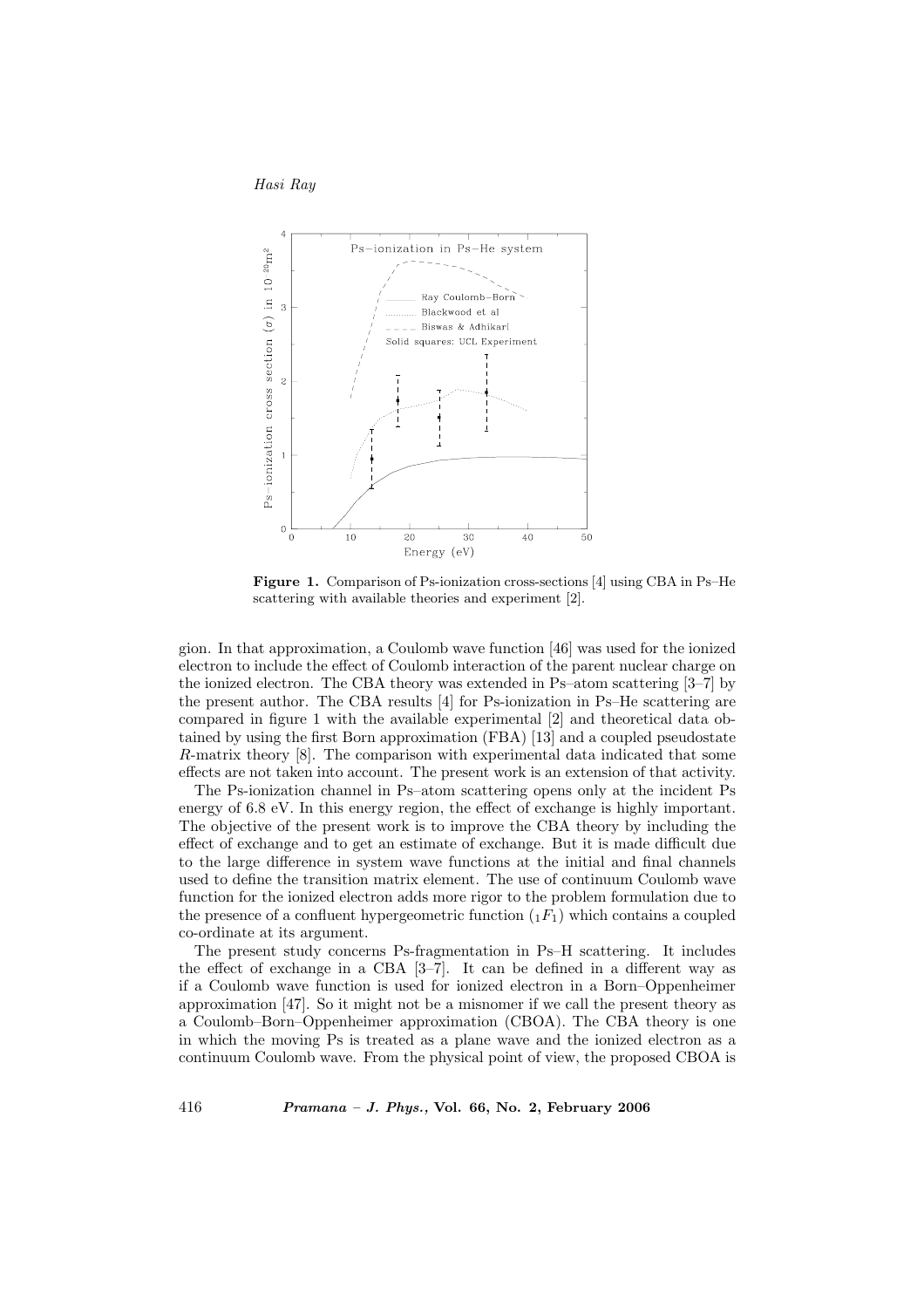**Figure 1.** Comparison of Ps-ionization cross-sections [4] using CBA in Ps–He scattering with available theories and experiment [2].

gion. In that approximation, a Coulomb wave function [46] was used for the ionized electron to include the effect of Coulomb interaction of the parent nuclear charge on the ionized electron. The CBA theory was extended in Ps–atom scattering [3–7] by the present author. The CBA results [4] for Ps-ionization in Ps–He scattering are compared in figure 1 with the available experimental [2] and theoretical data obtained by using the first Born approximation (FBA) [13] and a coupled pseudostate $R$-matrix theory [8]. The comparison with experimental data indicated that some effects are not taken into account. The present work is an extension of that activity.

The Ps-ionization channel in Ps–atom scattering opens only at the incident Ps energy of 6.8 eV. In this energy region, the effect of exchange is highly important. The objective of the present work is to improve the CBA theory by including the effect of exchange and to get an estimate of exchange. But it is made difficult due to the large difference in system wave functions at the initial and final channels used to define the transition matrix element. The use of continuum Coulomb wave function for the ionized electron adds more rigor to the problem formulation due to the presence of a confluent hypergeometric function (${}_1F_1$) which contains a coupled co-ordinate at its argument.

The present study concerns Ps-fragmentation in Ps–H scattering. It includes the effect of exchange in a CBA [3–7]. It can be defined in a different way as if a Coulomb wave function is used for ionized electron in a Born–Oppenheimer approximation [47]. So it might not be a misnomer if we call the present theory as a Coulomb–Born–Oppenheimer approximation (CBOA). The CBA theory is one in which the moving Ps is treated as a plane wave and the ionized electron as a continuum Coulomb wave. From the physical point of view, the proposed CBOA is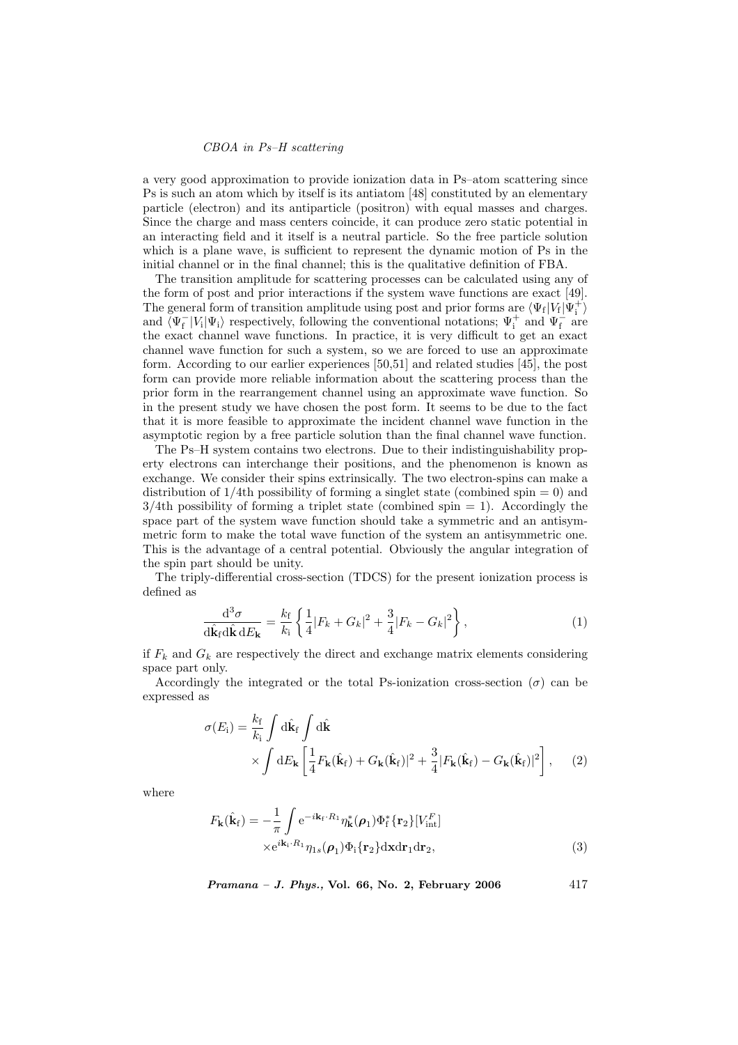a very good approximation to provide ionization data in Ps–atom scattering since Ps is such an atom which by itself is its antiatom [48] constituted by an elementary particle (electron) and its antiparticle (positron) with equal masses and charges. Since the charge and mass centers coincide, it can produce zero static potential in an interacting field and it itself is a neutral particle. So the free particle solution which is a plane wave, is sufficient to represent the dynamic motion of Ps in the initial channel or in the final channel; this is the qualitative definition of FBA.

The transition amplitude for scattering processes can be calculated using any of the form of post and prior interactions if the system wave functions are exact [49]. The general form of transition amplitude using post and prior forms are $\langle \Psi_{\rm f}|V_{\rm f}|\Psi_{\rm i}^{+}\rangle$ and $\langle \Psi_{\rm f}^{-}|V_{\rm i}|\Psi_{\rm i}\rangle$ respectively, following the conventional notations; $\Psi_{\rm i}^{+}$ and $\Psi_{\rm f}^{-}$ are the exact channel wave functions. In practice, it is very difficult to get an exact channel wave function for such a system, so we are forced to use an approximate form. According to our earlier experiences [50,51] and related studies [45], the post form can provide more reliable information about the scattering process than the prior form in the rearrangement channel using an approximate wave function. So in the present study we have chosen the post form. It seems to be due to the fact that it is more feasible to approximate the incident channel wave function in the asymptotic region by a free particle solution than the final channel wave function.

The Ps–H system contains two electrons. Due to their indistinguishability property electrons can interchange their positions, and the phenomenon is known as exchange. We consider their spins extrinsically. The two electron-spins can make a distribution of 1/4th possibility of forming a singlet state (combined spin = 0) and 3/4th possibility of forming a triplet state (combined spin = 1). Accordingly the space part of the system wave function should take a symmetric and an antisymmetric form to make the total wave function of the system an antisymmetric one. This is the advantage of a central potential. Obviously the angular integration of the spin part should be unity.

The triply-differential cross-section (TDCS) for the present ionization process is defined as

$$\frac{\mathrm{d}^3\sigma}{\mathrm{d}\hat{\mathbf{k}}_{\rm f}\mathrm{d}\hat{\mathbf{k}}\,\mathrm{d}E_{\mathbf{k}}} = \frac{k_{\rm f}}{k_{\rm i}}\left\{\frac{1}{4}|F_k + G_k|^2 + \frac{3}{4}|F_k - G_k|^2\right\}, \tag{1}$$

if $F_k$ and $G_k$ are respectively the direct and exchange matrix elements considering space part only.

Accordingly the integrated or the total Ps-ionization cross-section ($\sigma$) can be expressed as

$$\sigma(E_{\rm i}) = \frac{k_{\rm f}}{k_{\rm i}}\int \mathrm{d}\hat{\mathbf{k}}_{\rm f}\int \mathrm{d}\hat{\mathbf{k}} \times \int \mathrm{d}E_{\mathbf{k}}\left[\frac{1}{4}F_{\mathbf{k}}(\hat{\mathbf{k}}_{\rm f}) + G_{\mathbf{k}}(\hat{\mathbf{k}}_{\rm f})|^2 + \frac{3}{4}|F_{\mathbf{k}}(\hat{\mathbf{k}}_{\rm f}) - G_{\mathbf{k}}(\hat{\mathbf{k}}_{\rm f})|^2\right], \tag{2}$$

where

$$F_{\mathbf{k}}(\hat{\mathbf{k}}_{\rm f}) = -\frac{1}{\pi}\int \mathrm{e}^{-i\mathbf{k}_{\rm f}\cdot R_1}\eta_{\mathbf{k}}^{*}(\boldsymbol{\rho}_1)\Phi_{\rm f}^{*}\{\mathbf{r}_2\}[V_{\rm int}^{F}] \times \mathrm{e}^{i\mathbf{k}_{\rm i}\cdot R_1}\eta_{1s}(\boldsymbol{\rho}_1)\Phi_{\rm i}\{\mathbf{r}_2\}\mathrm{d}\mathbf{x}\mathrm{d}\mathbf{r}_1\mathrm{d}\mathbf{r}_2, \tag{3}$$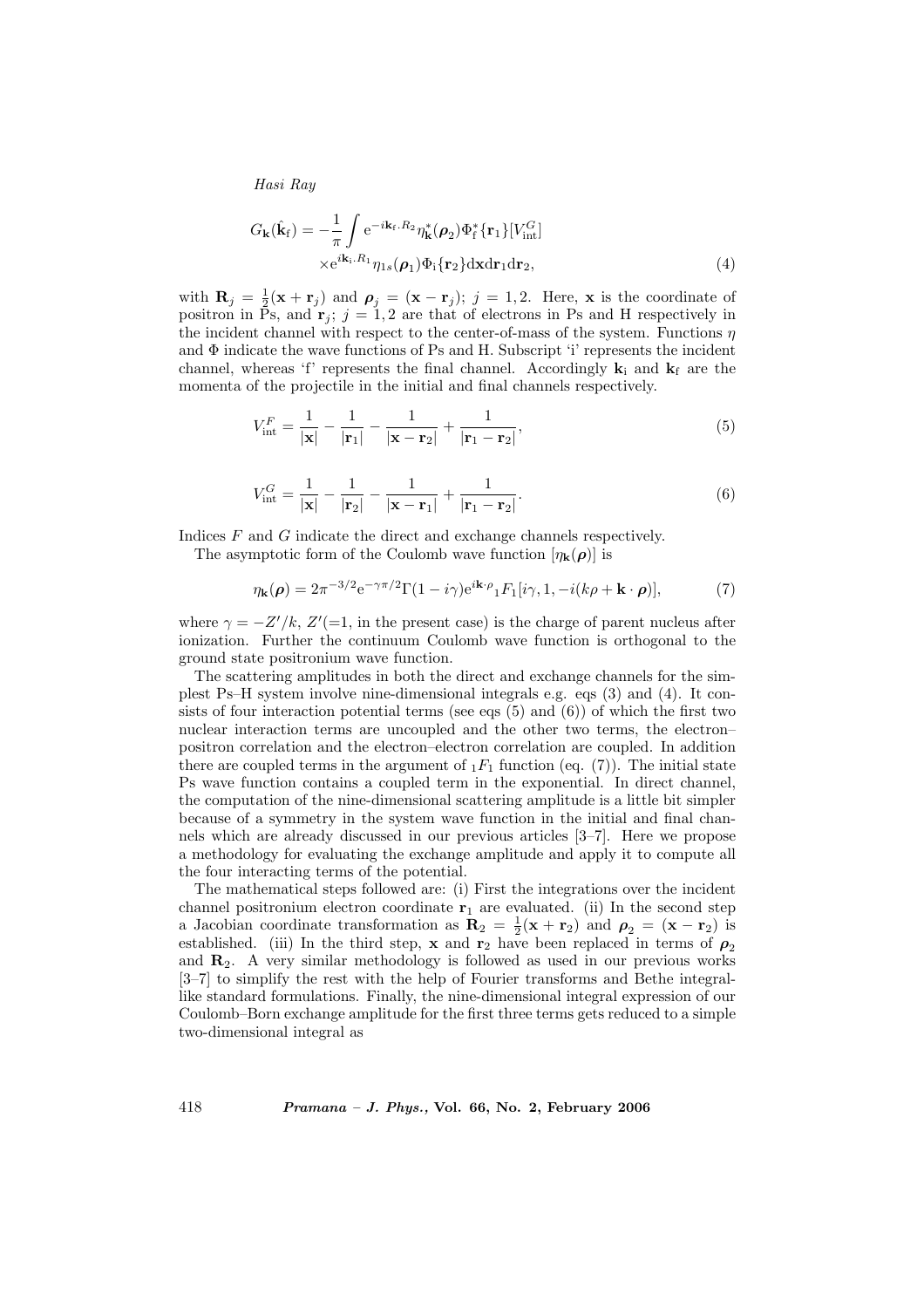$$G_{\mathbf{k}}(\hat{\mathbf{k}}_{\mathrm{f}}) = -\frac{1}{\pi}\int \mathrm{e}^{-i\mathbf{k}_{\mathrm{f}}.R_2}\eta^*_{\mathbf{k}}(\boldsymbol{\rho}_2)\Phi^*_{\mathrm{f}}\{\mathbf{r}_1\}[V^G_{\mathrm{int}}]$$
$$\times \mathrm{e}^{i\mathbf{k}_{\mathrm{i}}.R_1}\eta_{1s}(\boldsymbol{\rho}_1)\Phi_{\mathrm{i}}\{\mathbf{r}_2\}\mathrm{d}\mathbf{x}\mathrm{d}\mathbf{r}_1\mathrm{d}\mathbf{r}_2, \tag{4}$$

with $\mathbf{R}_j = \frac{1}{2}(\mathbf{x} + \mathbf{r}_j)$ and $\boldsymbol{\rho}_j = (\mathbf{x} - \mathbf{r}_j)$; $j = 1, 2$. Here, $\mathbf{x}$ is the coordinate of positron in Ps, and $\mathbf{r}_j$; $j = 1, 2$ are that of electrons in Ps and H respectively in the incident channel with respect to the center-of-mass of the system. Functions $\eta$ and $\Phi$ indicate the wave functions of Ps and H. Subscript 'i' represents the incident channel, whereas 'f' represents the final channel. Accordingly $\mathbf{k}_{\mathrm{i}}$ and $\mathbf{k}_{\mathrm{f}}$ are the momenta of the projectile in the initial and final channels respectively.

$$V^F_{\mathrm{int}} = \frac{1}{|\mathbf{x}|} - \frac{1}{|\mathbf{r}_1|} - \frac{1}{|\mathbf{x} - \mathbf{r}_2|} + \frac{1}{|\mathbf{r}_1 - \mathbf{r}_2|}, \tag{5}$$

$$V^G_{\mathrm{int}} = \frac{1}{|\mathbf{x}|} - \frac{1}{|\mathbf{r}_2|} - \frac{1}{|\mathbf{x} - \mathbf{r}_1|} + \frac{1}{|\mathbf{r}_1 - \mathbf{r}_2|}. \tag{6}$$

Indices $F$ and $G$ indicate the direct and exchange channels respectively.

The asymptotic form of the Coulomb wave function $[\eta_{\mathbf{k}}(\boldsymbol{\rho})]$ is

$$\eta_{\mathbf{k}}(\boldsymbol{\rho}) = 2\pi^{-3/2}\mathrm{e}^{-\gamma\pi/2}\Gamma(1 - i\gamma)\mathrm{e}^{i\mathbf{k}\cdot\rho}{}_1F_1[i\gamma, 1, -i(k\rho + \mathbf{k}\cdot\boldsymbol{\rho})], \tag{7}$$

where $\gamma = -Z'/k$, $Z'(=1$, in the present case) is the charge of parent nucleus after ionization. Further the continuum Coulomb wave function is orthogonal to the ground state positronium wave function.

The scattering amplitudes in both the direct and exchange channels for the simplest Ps–H system involve nine-dimensional integrals e.g. eqs (3) and (4). It consists of four interaction potential terms (see eqs (5) and (6)) of which the first two nuclear interaction terms are uncoupled and the other two terms, the electron–positron correlation and the electron–electron correlation are coupled. In addition there are coupled terms in the argument of ${}_1F_1$ function (eq. (7)). The initial state Ps wave function contains a coupled term in the exponential. In direct channel, the computation of the nine-dimensional scattering amplitude is a little bit simpler because of a symmetry in the system wave function in the initial and final channels which are already discussed in our previous articles [3–7]. Here we propose a methodology for evaluating the exchange amplitude and apply it to compute all the four interacting terms of the potential.

The mathematical steps followed are: (i) First the integrations over the incident channel positronium electron coordinate $\mathbf{r}_1$ are evaluated. (ii) In the second step a Jacobian coordinate transformation as $\mathbf{R}_2 = \frac{1}{2}(\mathbf{x} + \mathbf{r}_2)$ and $\boldsymbol{\rho}_2 = (\mathbf{x} - \mathbf{r}_2)$ is established. (iii) In the third step, $\mathbf{x}$ and $\mathbf{r}_2$ have been replaced in terms of $\boldsymbol{\rho}_2$ and $\mathbf{R}_2$. A very similar methodology is followed as used in our previous works [3–7] to simplify the rest with the help of Fourier transforms and Bethe integral-like standard formulations. Finally, the nine-dimensional integral expression of our Coulomb–Born exchange amplitude for the first three terms gets reduced to a simple two-dimensional integral as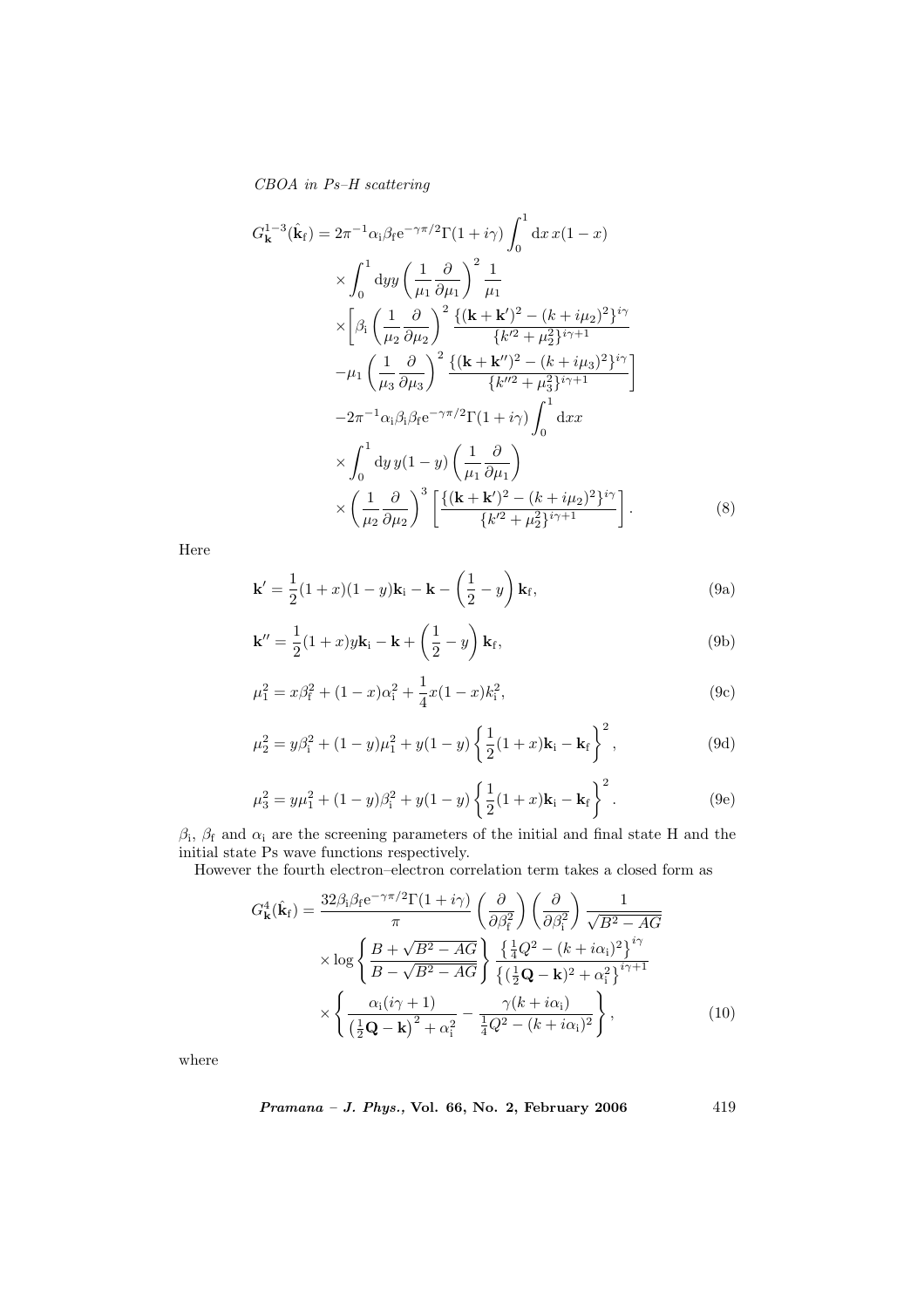$$
\begin{aligned}
G_{\mathbf{k}}^{1-3}(\hat{\mathbf{k}}_{\rm f}) &= 2\pi^{-1}\alpha_{\rm i}\beta_{\rm f}{\rm e}^{-\gamma\pi/2}\Gamma(1+i\gamma)\int_0^1 {\rm d}x\, x(1-x) \\
&\times \int_0^1 {\rm d}yy\left(\frac{1}{\mu_1}\frac{\partial}{\partial\mu_1}\right)^2\frac{1}{\mu_1} \\
&\times\Bigg[\beta_{\rm i}\left(\frac{1}{\mu_2}\frac{\partial}{\partial\mu_2}\right)^2\frac{\{(\mathbf{k}+\mathbf{k}')^2-(k+i\mu_2)^2\}^{i\gamma}}{\{k'^2+\mu_2^2\}^{i\gamma+1}} \\
&-\mu_1\left(\frac{1}{\mu_3}\frac{\partial}{\partial\mu_3}\right)^2\frac{\{(\mathbf{k}+\mathbf{k}'')^2-(k+i\mu_3)^2\}^{i\gamma}}{\{k''^2+\mu_3^2\}^{i\gamma+1}}\Bigg] \\
&-2\pi^{-1}\alpha_{\rm i}\beta_{\rm i}\beta_{\rm f}{\rm e}^{-\gamma\pi/2}\Gamma(1+i\gamma)\int_0^1{\rm d}x \\
&\times\int_0^1 {\rm d}y\, y(1-y)\left(\frac{1}{\mu_1}\frac{\partial}{\partial\mu_1}\right) \\
&\times\left(\frac{1}{\mu_2}\frac{\partial}{\partial\mu_2}\right)^3\left[\frac{\{(\mathbf{k}+\mathbf{k}')^2-(k+i\mu_2)^2\}^{i\gamma}}{\{k'^2+\mu_2^2\}^{i\gamma+1}}\right].
\end{aligned}
\tag{8}
$$

Here

$$
\mathbf{k}' = \frac{1}{2}(1+x)(1-y)\mathbf{k}_{\rm i} - \mathbf{k} - \left(\frac{1}{2}-y\right)\mathbf{k}_{\rm f}, \tag{9a}
$$

$$
\mathbf{k}'' = \frac{1}{2}(1+x)y\mathbf{k}_{\rm i} - \mathbf{k} + \left(\frac{1}{2}-y\right)\mathbf{k}_{\rm f}, \tag{9b}
$$

$$
\mu_1^2 = x\beta_{\rm f}^2 + (1-x)\alpha_{\rm i}^2 + \frac{1}{4}x(1-x)k_{\rm i}^2, \tag{9c}
$$

$$
\mu_2^2 = y\beta_{\rm i}^2 + (1-y)\mu_1^2 + y(1-y)\left\{\frac{1}{2}(1+x)\mathbf{k}_{\rm i} - \mathbf{k}_{\rm f}\right\}^2, \tag{9d}
$$

$$
\mu_3^2 = y\mu_1^2 + (1-y)\beta_{\rm i}^2 + y(1-y)\left\{\frac{1}{2}(1+x)\mathbf{k}_{\rm i} - \mathbf{k}_{\rm f}\right\}^2. \tag{9e}
$$

$\beta_{\rm i}$, $\beta_{\rm f}$ and $\alpha_{\rm i}$ are the screening parameters of the initial and final state H and the initial state Ps wave functions respectively.

However the fourth electron–electron correlation term takes a closed form as

$$
\begin{aligned}
G_{\mathbf{k}}^{4}(\hat{\mathbf{k}}_{\rm f}) &= \frac{32\beta_{\rm i}\beta_{\rm f}{\rm e}^{-\gamma\pi/2}\Gamma(1+i\gamma)}{\pi}\left(\frac{\partial}{\partial\beta_{\rm f}^2}\right)\left(\frac{\partial}{\partial\beta_{\rm i}^2}\right)\frac{1}{\sqrt{B^2-AG}} \\
&\times\log\left\{\frac{B+\sqrt{B^2-AG}}{B-\sqrt{B^2-AG}}\right\}\frac{\left\{\frac{1}{4}Q^2-(k+i\alpha_{\rm i})^2\right\}^{i\gamma}}{\left\{(\frac{1}{2}\mathbf{Q}-\mathbf{k})^2+\alpha_{\rm i}^2\right\}^{i\gamma+1}} \\
&\times\left\{\frac{\alpha_{\rm i}(i\gamma+1)}{\left(\frac{1}{2}\mathbf{Q}-\mathbf{k}\right)^2+\alpha_{\rm i}^2} - \frac{\gamma(k+i\alpha_{\rm i})}{\frac{1}{4}Q^2-(k+i\alpha_{\rm i})^2}\right\},
\end{aligned}
\tag{10}
$$

where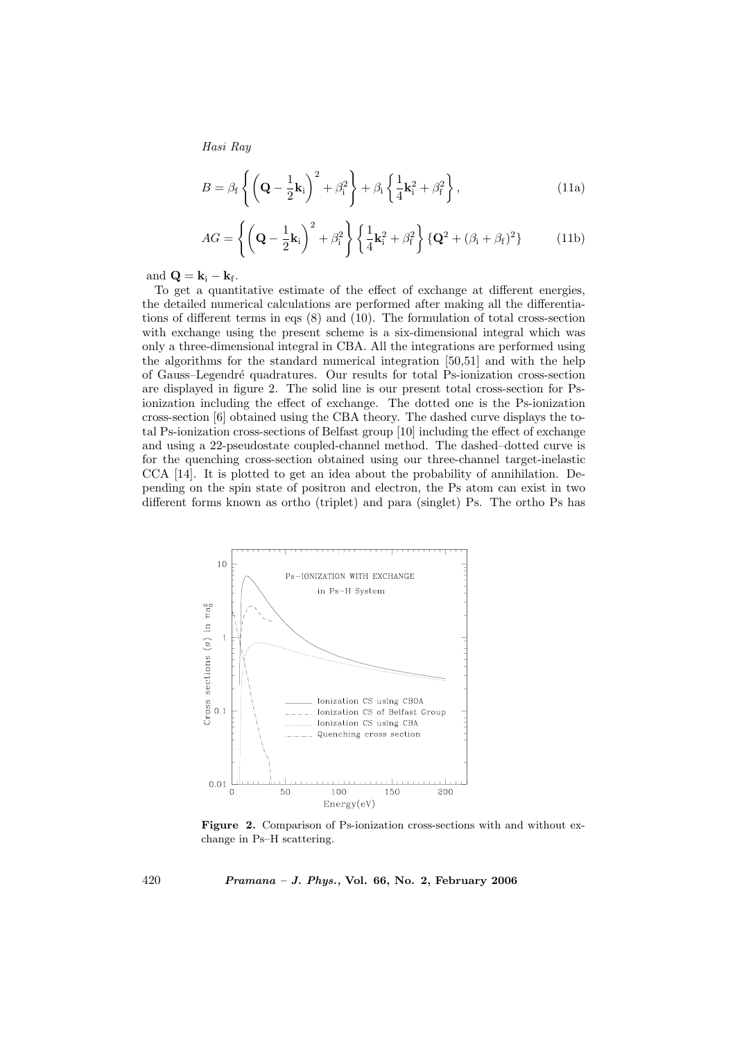$$B = \beta_{\rm f}\left\{\left(\mathbf{Q}-\frac{1}{2}\mathbf{k}_{\rm i}\right)^2+\beta_{\rm i}^2\right\}+\beta_{\rm i}\left\{\frac{1}{4}\mathbf{k}_{\rm i}^2+\beta_{\rm f}^2\right\}, \tag{11a}$$

$$AG = \left\{\left(\mathbf{Q}-\frac{1}{2}\mathbf{k}_{\rm i}\right)^2+\beta_{\rm i}^2\right\}\left\{\frac{1}{4}\mathbf{k}_{\rm i}^2+\beta_{\rm f}^2\right\}\{\mathbf{Q}^2+(\beta_{\rm i}+\beta_{\rm f})^2\} \tag{11b}$$

and $\mathbf{Q} = \mathbf{k}_{\rm i} - \mathbf{k}_{\rm f}$.

To get a quantitative estimate of the effect of exchange at different energies, the detailed numerical calculations are performed after making all the differentiations of different terms in eqs (8) and (10). The formulation of total cross-section with exchange using the present scheme is a six-dimensional integral which was only a three-dimensional integral in CBA. All the integrations are performed using the algorithms for the standard numerical integration [50,51] and with the help of Gauss–Legendré quadratures. Our results for total Ps-ionization cross-section are displayed in figure 2. The solid line is our present total cross-section for Ps-ionization including the effect of exchange. The dotted one is the Ps-ionization cross-section [6] obtained using the CBA theory. The dashed curve displays the total Ps-ionization cross-sections of Belfast group [10] including the effect of exchange and using a 22-pseudostate coupled-channel method. The dashed–dotted curve is for the quenching cross-section obtained using our three-channel target-inelastic CCA [14]. It is plotted to get an idea about the probability of annihilation. Depending on the spin state of positron and electron, the Ps atom can exist in two different forms known as ortho (triplet) and para (singlet) Ps. The ortho Ps has

**Figure 2.** Comparison of Ps-ionization cross-sections with and without exchange in Ps–H scattering.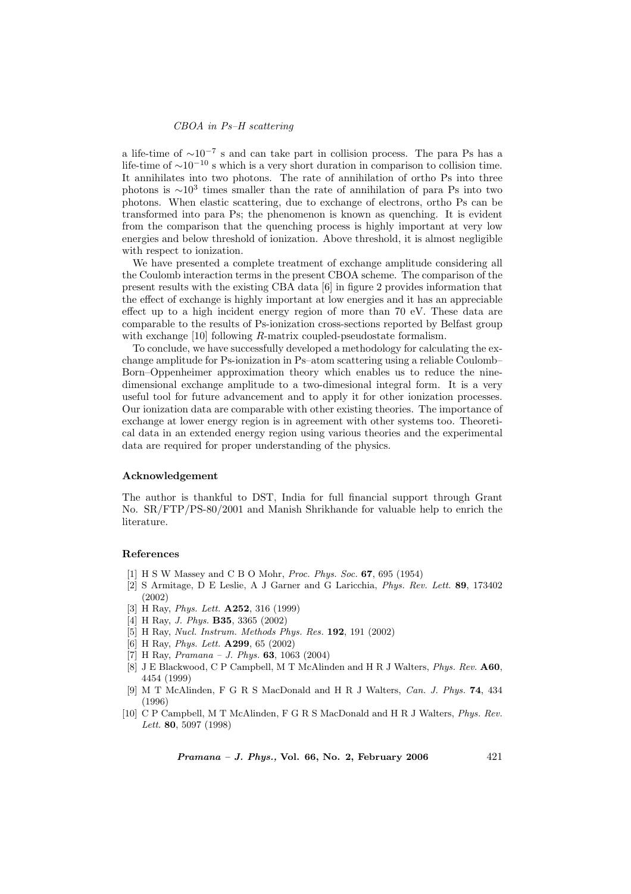a life-time of $\sim 10^{-7}$ s and can take part in collision process. The para Ps has a life-time of $\sim 10^{-10}$ s which is a very short duration in comparison to collision time. It annihilates into two photons. The rate of annihilation of ortho Ps into three photons is $\sim 10^3$ times smaller than the rate of annihilation of para Ps into two photons. When elastic scattering, due to exchange of electrons, ortho Ps can be transformed into para Ps; the phenomenon is known as quenching. It is evident from the comparison that the quenching process is highly important at very low energies and below threshold of ionization. Above threshold, it is almost negligible with respect to ionization.

We have presented a complete treatment of exchange amplitude considering all the Coulomb interaction terms in the present CBOA scheme. The comparison of the present results with the existing CBA data [6] in figure 2 provides information that the effect of exchange is highly important at low energies and it has an appreciable effect up to a high incident energy region of more than 70 eV. These data are comparable to the results of Ps-ionization cross-sections reported by Belfast group with exchange [10] following *R*-matrix coupled-pseudostate formalism.

To conclude, we have successfully developed a methodology for calculating the exchange amplitude for Ps-ionization in Ps–atom scattering using a reliable Coulomb–Born–Oppenheimer approximation theory which enables us to reduce the nine-dimensional exchange amplitude to a two-dimesional integral form. It is a very useful tool for future advancement and to apply it for other ionization processes. Our ionization data are comparable with other existing theories. The importance of exchange at lower energy region is in agreement with other systems too. Theoretical data in an extended energy region using various theories and the experimental data are required for proper understanding of the physics.

## Acknowledgement

The author is thankful to DST, India for full financial support through Grant No. SR/FTP/PS-80/2001 and Manish Shrikhande for valuable help to enrich the literature.

## References

[1] H S W Massey and C B O Mohr, *Proc. Phys. Soc.* **67**, 695 (1954)

[2] S Armitage, D E Leslie, A J Garner and G Laricchia, *Phys. Rev. Lett.* **89**, 173402 (2002)

[3] H Ray, *Phys. Lett.* **A252**, 316 (1999)

[4] H Ray, *J. Phys.* **B35**, 3365 (2002)

[5] H Ray, *Nucl. Instrum. Methods Phys. Res.* **192**, 191 (2002)

[6] H Ray, *Phys. Lett.* **A299**, 65 (2002)

[7] H Ray, *Pramana – J. Phys.* **63**, 1063 (2004)

[8] J E Blackwood, C P Campbell, M T McAlinden and H R J Walters, *Phys. Rev.* **A60**, 4454 (1999)

[9] M T McAlinden, F G R S MacDonald and H R J Walters, *Can. J. Phys.* **74**, 434 (1996)

[10] C P Campbell, M T McAlinden, F G R S MacDonald and H R J Walters, *Phys. Rev. Lett.* **80**, 5097 (1998)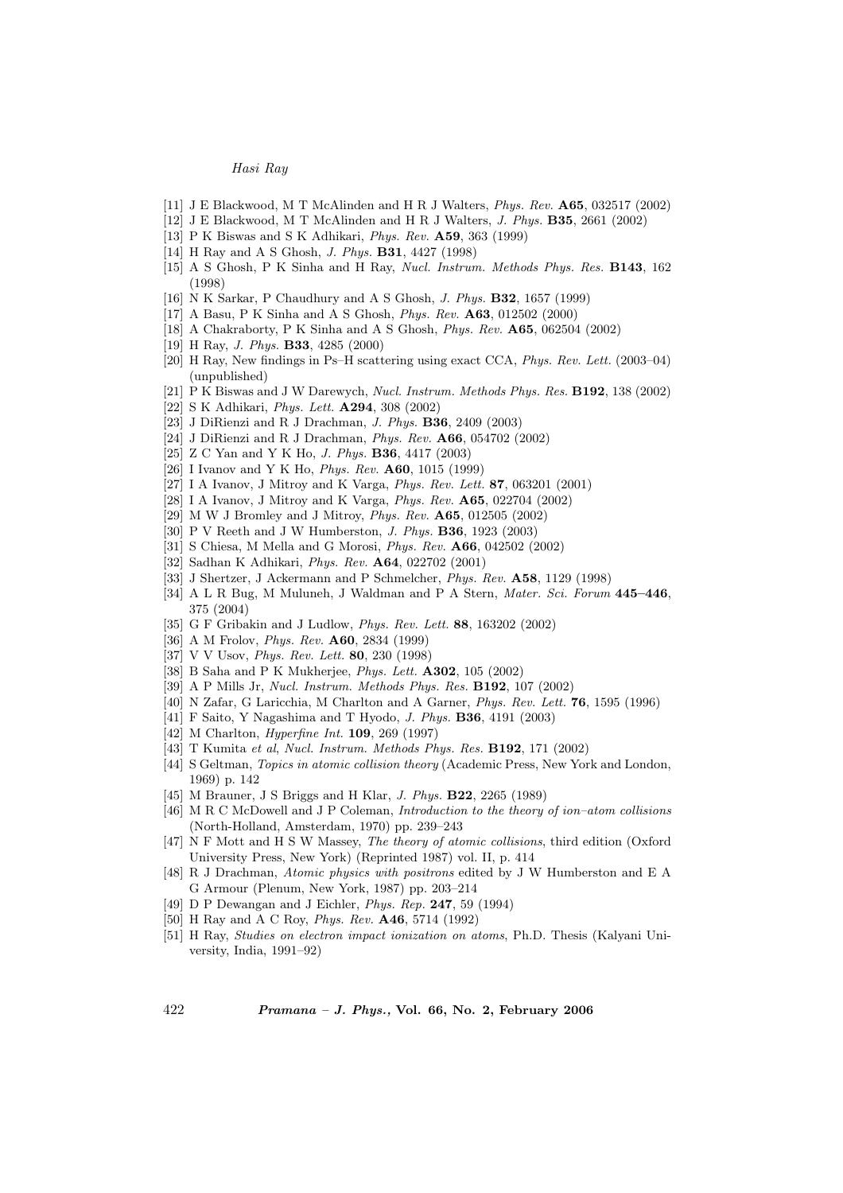[11] J E Blackwood, M T McAlinden and H R J Walters, *Phys. Rev.* **A65**, 032517 (2002)
[12] J E Blackwood, M T McAlinden and H R J Walters, *J. Phys.* **B35**, 2661 (2002)
[13] P K Biswas and S K Adhikari, *Phys. Rev.* **A59**, 363 (1999)
[14] H Ray and A S Ghosh, *J. Phys.* **B31**, 4427 (1998)
[15] A S Ghosh, P K Sinha and H Ray, *Nucl. Instrum. Methods Phys. Res.* **B143**, 162 (1998)
[16] N K Sarkar, P Chaudhury and A S Ghosh, *J. Phys.* **B32**, 1657 (1999)
[17] A Basu, P K Sinha and A S Ghosh, *Phys. Rev.* **A63**, 012502 (2000)
[18] A Chakraborty, P K Sinha and A S Ghosh, *Phys. Rev.* **A65**, 062504 (2002)
[19] H Ray, *J. Phys.* **B33**, 4285 (2000)
[20] H Ray, New findings in Ps–H scattering using exact CCA, *Phys. Rev. Lett.* (2003–04) (unpublished)
[21] P K Biswas and J W Darewych, *Nucl. Instrum. Methods Phys. Res.* **B192**, 138 (2002)
[22] S K Adhikari, *Phys. Lett.* **A294**, 308 (2002)
[23] J DiRienzi and R J Drachman, *J. Phys.* **B36**, 2409 (2003)
[24] J DiRienzi and R J Drachman, *Phys. Rev.* **A66**, 054702 (2002)
[25] Z C Yan and Y K Ho, *J. Phys.* **B36**, 4417 (2003)
[26] I Ivanov and Y K Ho, *Phys. Rev.* **A60**, 1015 (1999)
[27] I A Ivanov, J Mitroy and K Varga, *Phys. Rev. Lett.* **87**, 063201 (2001)
[28] I A Ivanov, J Mitroy and K Varga, *Phys. Rev.* **A65**, 022704 (2002)
[29] M W J Bromley and J Mitroy, *Phys. Rev.* **A65**, 012505 (2002)
[30] P V Reeth and J W Humberston, *J. Phys.* **B36**, 1923 (2003)
[31] S Chiesa, M Mella and G Morosi, *Phys. Rev.* **A66**, 042502 (2002)
[32] Sadhan K Adhikari, *Phys. Rev.* **A64**, 022702 (2001)
[33] J Shertzer, J Ackermann and P Schmelcher, *Phys. Rev.* **A58**, 1129 (1998)
[34] A L R Bug, M Muluneh, J Waldman and P A Stern, *Mater. Sci. Forum* **445–446**, 375 (2004)
[35] G F Gribakin and J Ludlow, *Phys. Rev. Lett.* **88**, 163202 (2002)
[36] A M Frolov, *Phys. Rev.* **A60**, 2834 (1999)
[37] V V Usov, *Phys. Rev. Lett.* **80**, 230 (1998)
[38] B Saha and P K Mukherjee, *Phys. Lett.* **A302**, 105 (2002)
[39] A P Mills Jr, *Nucl. Instrum. Methods Phys. Res.* **B192**, 107 (2002)
[40] N Zafar, G Laricchia, M Charlton and A Garner, *Phys. Rev. Lett.* **76**, 1595 (1996)
[41] F Saito, Y Nagashima and T Hyodo, *J. Phys.* **B36**, 4191 (2003)
[42] M Charlton, *Hyperfine Int.* **109**, 269 (1997)
[43] T Kumita *et al*, *Nucl. Instrum. Methods Phys. Res.* **B192**, 171 (2002)
[44] S Geltman, *Topics in atomic collision theory* (Academic Press, New York and London, 1969) p. 142
[45] M Brauner, J S Briggs and H Klar, *J. Phys.* **B22**, 2265 (1989)
[46] M R C McDowell and J P Coleman, *Introduction to the theory of ion–atom collisions* (North-Holland, Amsterdam, 1970) pp. 239–243
[47] N F Mott and H S W Massey, *The theory of atomic collisions*, third edition (Oxford University Press, New York) (Reprinted 1987) vol. II, p. 414
[48] R J Drachman, *Atomic physics with positrons* edited by J W Humberston and E A G Armour (Plenum, New York, 1987) pp. 203–214
[49] D P Dewangan and J Eichler, *Phys. Rep.* **247**, 59 (1994)
[50] H Ray and A C Roy, *Phys. Rev.* **A46**, 5714 (1992)
[51] H Ray, *Studies on electron impact ionization on atoms*, Ph.D. Thesis (Kalyani University, India, 1991–92)